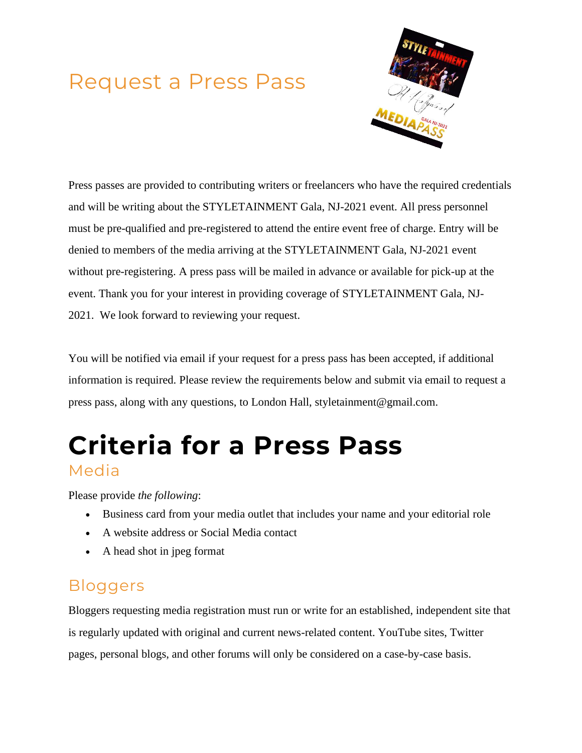# Request a Press Pass

Press passes are provided to contributing writers or freelancers who have the required credentials and will be writing about the STYLETAINMENT Gala, NJ-2021 event. All press personnel must be pre-qualified and pre-registered to attend the entire event free of charge. Entry will be denied to members of the media arriving at the STYLETAINMENT Gala, NJ-2021 event without pre-registering. A press pass will be mailed in advance or available for pick-up at the event. Thank you for your interest in providing coverage of STYLETAINMENT Gala, NJ-2021. We look forward to reviewing your request.

You will be notified via email if your request for a press pass has been accepted, if additional information is required. Please review the requirements below and submit via email to request a press pass, along with any questions, to London Hall, styletainment@gmail.com.

# Criteria for a Press Pass

## Media

Please provide *the following*:

- Business card from your media outlet that includes your name and your editorial role
- A website address or Social Media contact
- A head shot in jpeg format

## Bloggers

Bloggers requesting media registration must run or write for an established, independent site that is regularly updated with original and current news-related content. YouTube sites, Twitter pages, personal blogs, and other forums will only be considered on a case-by-case basis.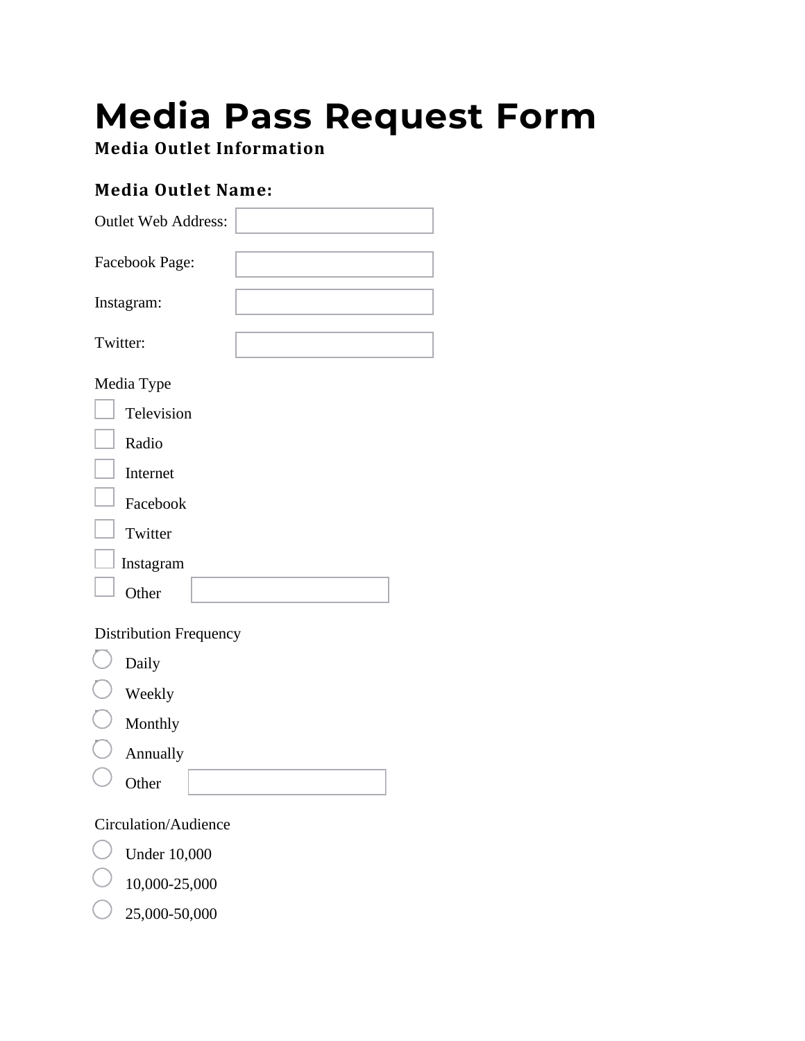# Media Pass Request Form

### Media Outlet Information

### Media Outlet Name:

Outlet Web Address: ______________

Facebook Page: ______________

Instagram: ______________

Twitter: ______________

Media Type

- ☐ Television
- ☐ Radio
- ☐ Internet
- ☐ Facebook
- ☐ Twitter
- ☐ Instagram
- ☐ Other ______________

Distribution Frequency

- ○ Daily
- ○ Weekly
- ○ Monthly
- ○ Annually
- ○ Other ______________

Circulation/Audience

- ○ Under 10,000
- ○ 10,000-25,000
- ○ 25,000-50,000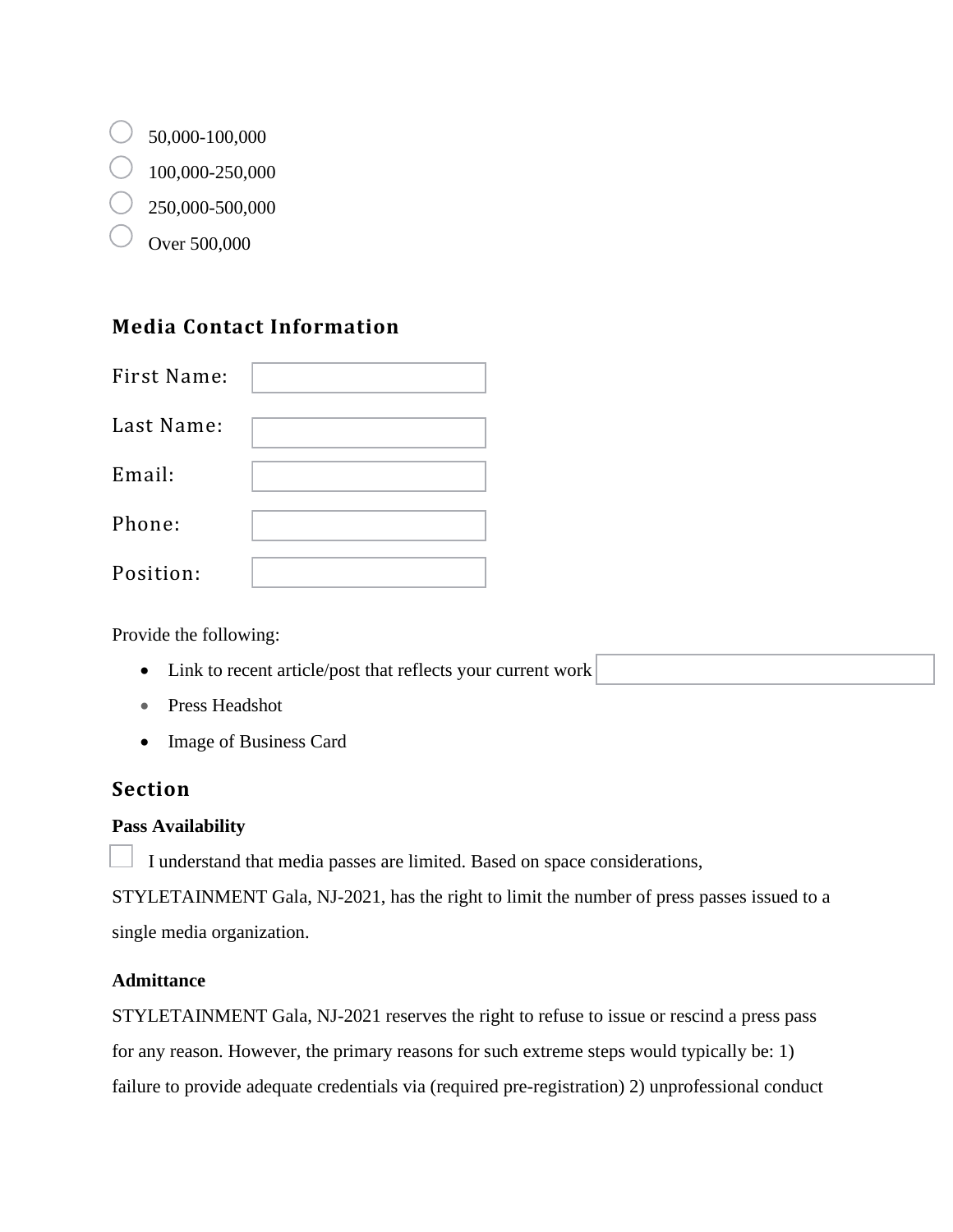- ○ 50,000-100,000
- ○ 100,000-250,000
- ○ 250,000-500,000
- ○ Over 500,000

## Media Contact Information

First Name: \_\_\_\_\_\_\_\_\_\_\_\_\_\_\_

Last Name: \_\_\_\_\_\_\_\_\_\_\_\_\_\_\_

Email: \_\_\_\_\_\_\_\_\_\_\_\_\_\_\_

Phone: \_\_\_\_\_\_\_\_\_\_\_\_\_\_\_

Position: \_\_\_\_\_\_\_\_\_\_\_\_\_\_\_

Provide the following:

- Link to recent article/post that reflects your current work \_\_\_\_\_\_\_\_\_\_\_\_\_\_\_
- Press Headshot
- Image of Business Card

## Section

**Pass Availability**

☐ I understand that media passes are limited. Based on space considerations, STYLETAINMENT Gala, NJ-2021, has the right to limit the number of press passes issued to a single media organization.

**Admittance**

STYLETAINMENT Gala, NJ-2021 reserves the right to refuse to issue or rescind a press pass for any reason. However, the primary reasons for such extreme steps would typically be: 1) failure to provide adequate credentials via (required pre-registration) 2) unprofessional conduct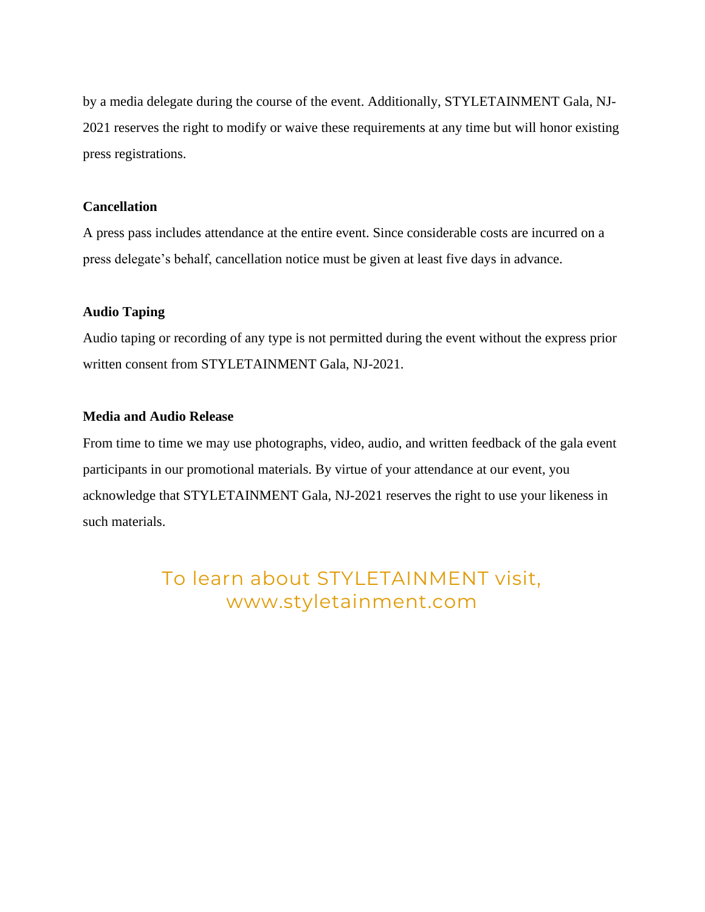by a media delegate during the course of the event. Additionally, STYLETAINMENT Gala, NJ-2021 reserves the right to modify or waive these requirements at any time but will honor existing press registrations.

**Cancellation**

A press pass includes attendance at the entire event. Since considerable costs are incurred on a press delegate's behalf, cancellation notice must be given at least five days in advance.

**Audio Taping**

Audio taping or recording of any type is not permitted during the event without the express prior written consent from STYLETAINMENT Gala, NJ-2021.

**Media and Audio Release**

From time to time we may use photographs, video, audio, and written feedback of the gala event participants in our promotional materials. By virtue of your attendance at our event, you acknowledge that STYLETAINMENT Gala, NJ-2021 reserves the right to use your likeness in such materials.

To learn about STYLETAINMENT visit,
www.styletainment.com